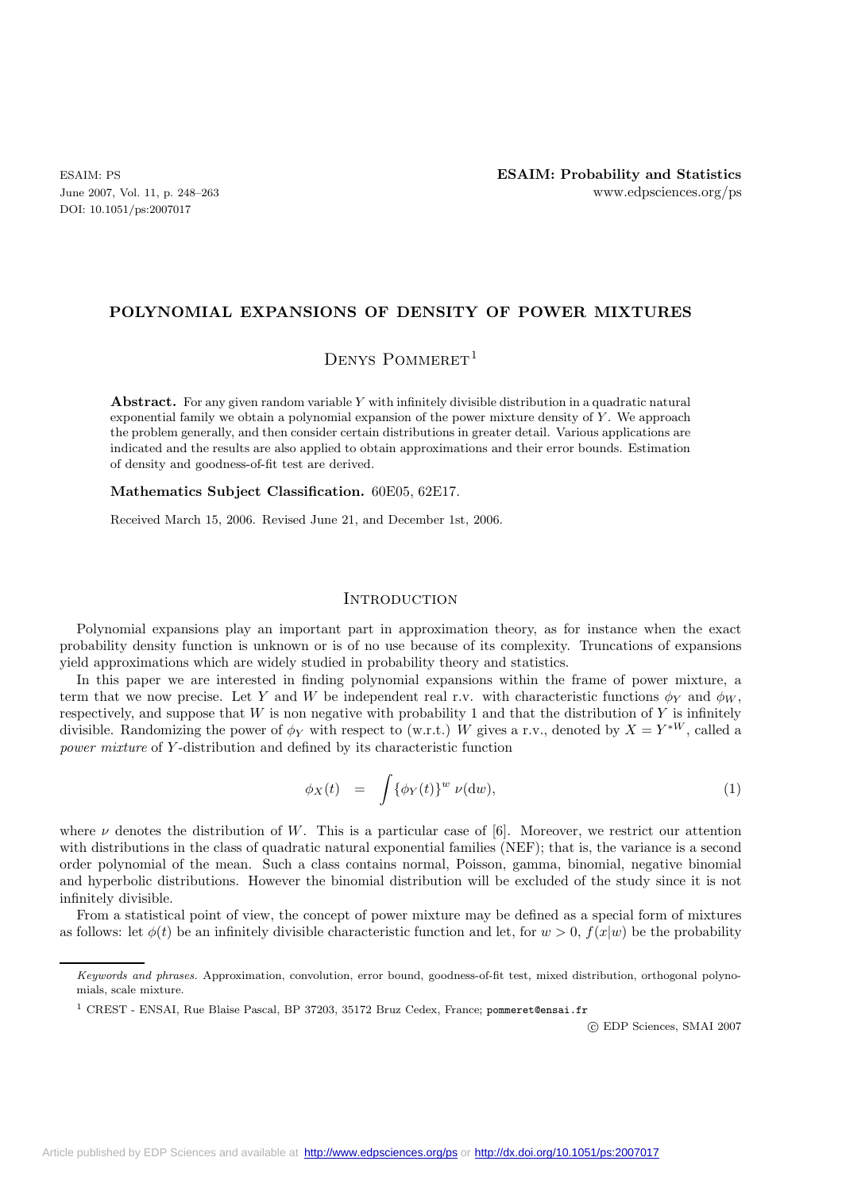# POLYNOMIAL EXPANSIONS OF DENSITY OF POWER MIXTURES

Denys Pommeret[1]

**Abstract.** For any given random variable $Y$ with infinitely divisible distribution in a quadratic natural exponential family we obtain a polynomial expansion of the power mixture density of $Y$. We approach the problem generally, and then consider certain distributions in greater detail. Various applications are indicated and the results are also applied to obtain approximations and their error bounds. Estimation of density and goodness-of-fit test are derived.

**Mathematics Subject Classification.** 60E05, 62E17.

Received March 15, 2006. Revised June 21, and December 1st, 2006.

## Introduction

Polynomial expansions play an important part in approximation theory, as for instance when the exact probability density function is unknown or is of no use because of its complexity. Truncations of expansions yield approximations which are widely studied in probability theory and statistics.

In this paper we are interested in finding polynomial expansions within the frame of power mixture, a term that we now precise. Let $Y$ and $W$ be independent real r.v. with characteristic functions $\phi_Y$ and $\phi_W$, respectively, and suppose that $W$ is non negative with probability 1 and that the distribution of $Y$ is infinitely divisible. Randomizing the power of $\phi_Y$ with respect to (w.r.t.) $W$ gives a r.v., denoted by $X = Y^{*W}$, called a *power mixture* of $Y$-distribution and defined by its characteristic function

$$\phi_X(t) \quad = \quad \int \{\phi_Y(t)\}^w \ \nu(\mathrm{d}w), \tag{1}$$

where $\nu$ denotes the distribution of $W$. This is a particular case of [6]. Moreover, we restrict our attention with distributions in the class of quadratic natural exponential families (NEF); that is, the variance is a second order polynomial of the mean. Such a class contains normal, Poisson, gamma, binomial, negative binomial and hyperbolic distributions. However the binomial distribution will be excluded of the study since it is not infinitely divisible.

From a statistical point of view, the concept of power mixture may be defined as a special form of mixtures as follows: let $\phi(t)$ be an infinitely divisible characteristic function and let, for $w > 0$, $f(x|w)$ be the probability

*Keywords and phrases.* Approximation, convolution, error bound, goodness-of-fit test, mixed distribution, orthogonal polynomials, scale mixture.

[1] CREST - ENSAI, Rue Blaise Pascal, BP 37203, 35172 Bruz Cedex, France; pommeret@ensai.fr

© EDP Sciences, SMAI 2007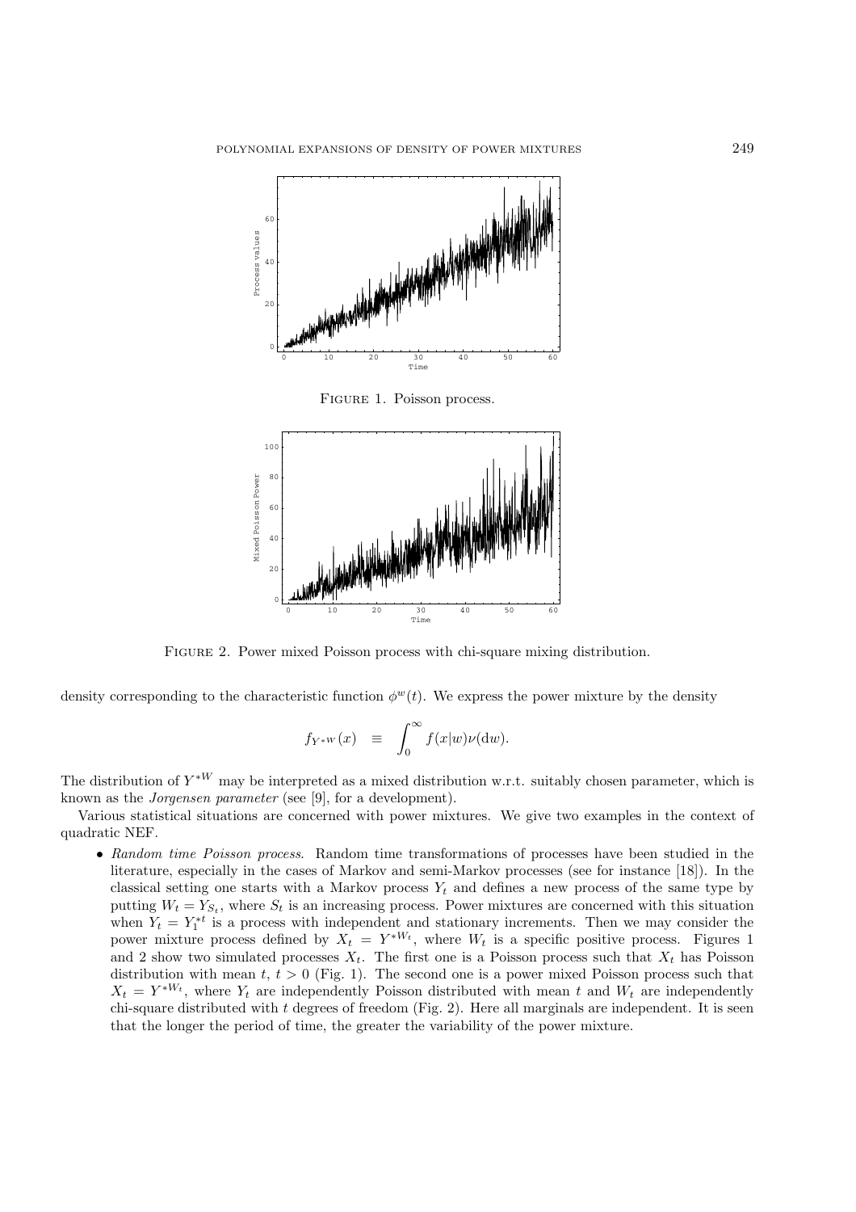FIGURE 1. Poisson process.

FIGURE 2. Power mixed Poisson process with chi-square mixing distribution.

density corresponding to the characteristic function $\phi^w(t)$. We express the power mixture by the density

$$f_{Y^{*W}}(x) \quad \equiv \quad \int_0^\infty f(x|w)\nu(\mathrm{d}w).$$

The distribution of $Y^{*W}$ may be interpreted as a mixed distribution w.r.t. suitably chosen parameter, which is known as the *Jorgensen parameter* (see [9], for a development).

Various statistical situations are concerned with power mixtures. We give two examples in the context of quadratic NEF.

- *Random time Poisson process.* Random time transformations of processes have been studied in the literature, especially in the cases of Markov and semi-Markov processes (see for instance [18]). In the classical setting one starts with a Markov process $Y_t$ and defines a new process of the same type by putting $W_t = Y_{S_t}$, where $S_t$ is an increasing process. Power mixtures are concerned with this situation when $Y_t = Y_1^{*t}$ is a process with independent and stationary increments. Then we may consider the power mixture process defined by $X_t = Y^{*W_t}$, where $W_t$ is a specific positive process. Figures 1 and 2 show two simulated processes $X_t$. The first one is a Poisson process such that $X_t$ has Poisson distribution with mean $t$, $t > 0$ (Fig. 1). The second one is a power mixed Poisson process such that $X_t = Y^{*W_t}$, where $Y_t$ are independently Poisson distributed with mean $t$ and $W_t$ are independently chi-square distributed with $t$ degrees of freedom (Fig. 2). Here all marginals are independent. It is seen that the longer the period of time, the greater the variability of the power mixture.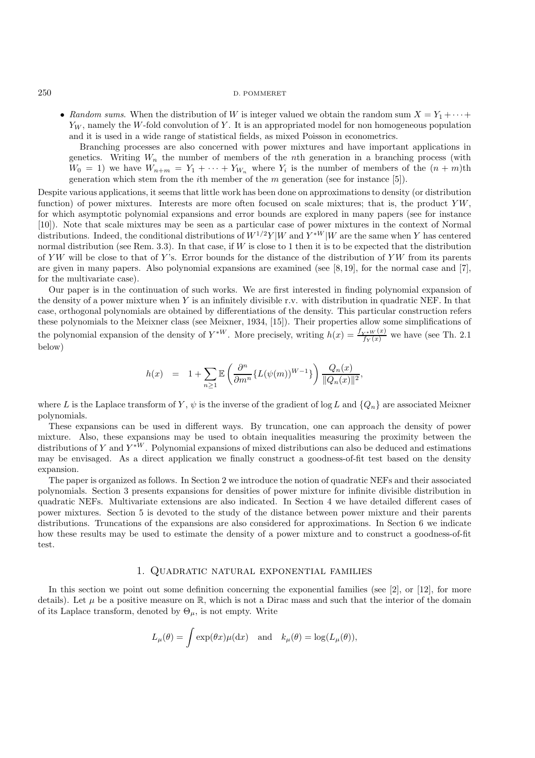- *Random sums*. When the distribution of $W$ is integer valued we obtain the random sum $X = Y_1 + \cdots + Y_W$, namely the $W$-fold convolution of $Y$. It is an appropriated model for non homogeneous population and it is used in a wide range of statistical fields, as mixed Poisson in econometrics.

  Branching processes are also concerned with power mixtures and have important applications in genetics. Writing $W_n$ the number of members of the $n$th generation in a branching process (with $W_0 = 1$) we have $W_{n+m} = Y_1 + \cdots + Y_{W_n}$ where $Y_i$ is the number of members of the $(n+m)$th generation which stem from the $i$th member of the $m$ generation (see for instance [5]).

Despite various applications, it seems that little work has been done on approximations to density (or distribution function) of power mixtures. Interests are more often focused on scale mixtures; that is, the product $YW$, for which asymptotic polynomial expansions and error bounds are explored in many papers (see for instance [10]). Note that scale mixtures may be seen as a particular case of power mixtures in the context of Normal distributions. Indeed, the conditional distributions of $W^{1/2}Y|W$ and $Y^{*W}|W$ are the same when $Y$ has centered normal distribution (see Rem. 3.3). In that case, if $W$ is close to 1 then it is to be expected that the distribution of $YW$ will be close to that of $Y$'s. Error bounds for the distance of the distribution of $YW$ from its parents are given in many papers. Also polynomial expansions are examined (see [8, 19], for the normal case and [7], for the multivariate case).

Our paper is in the continuation of such works. We are first interested in finding polynomial expansion of the density of a power mixture when $Y$ is an infinitely divisible r.v. with distribution in quadratic NEF. In that case, orthogonal polynomials are obtained by differentiations of the density. This particular construction refers these polynomials to the Meixner class (see Meixner, 1934, [15]). Their properties allow some simplifications of the polynomial expansion of the density of $Y^{*W}$. More precisely, writing $h(x) = \frac{f_{Y^{*W}}(x)}{f_Y(x)}$ we have (see Th. 2.1 below)

$$h(x) \quad = \quad 1 + \sum_{n\geq 1} \mathbb{E}\left(\frac{\partial^n}{\partial m^n}\{L(\psi(m))^{W-1}\}\right)\frac{Q_n(x)}{\|Q_n(x)\|^2},$$

where $L$ is the Laplace transform of $Y$, $\psi$ is the inverse of the gradient of $\log L$ and $\{Q_n\}$ are associated Meixner polynomials.

These expansions can be used in different ways. By truncation, one can approach the density of power mixture. Also, these expansions may be used to obtain inequalities measuring the proximity between the distributions of $Y$ and $Y^{*W}$. Polynomial expansions of mixed distributions can also be deduced and estimations may be envisaged. As a direct application we finally construct a goodness-of-fit test based on the density expansion.

The paper is organized as follows. In Section 2 we introduce the notion of quadratic NEFs and their associated polynomials. Section 3 presents expansions for densities of power mixture for infinite divisible distribution in quadratic NEFs. Multivariate extensions are also indicated. In Section 4 we have detailed different cases of power mixtures. Section 5 is devoted to the study of the distance between power mixture and their parents distributions. Truncations of the expansions are also considered for approximations. In Section 6 we indicate how these results may be used to estimate the density of a power mixture and to construct a goodness-of-fit test.

## 1. Quadratic natural exponential families

In this section we point out some definition concerning the exponential families (see [2], or [12], for more details). Let $\mu$ be a positive measure on $\mathbb{R}$, which is not a Dirac mass and such that the interior of the domain of its Laplace transform, denoted by $\Theta_\mu$, is not empty. Write

$$L_\mu(\theta) = \int \exp(\theta x)\mu(\mathrm{d}x) \quad \text{and} \quad k_\mu(\theta) = \log(L_\mu(\theta)),$$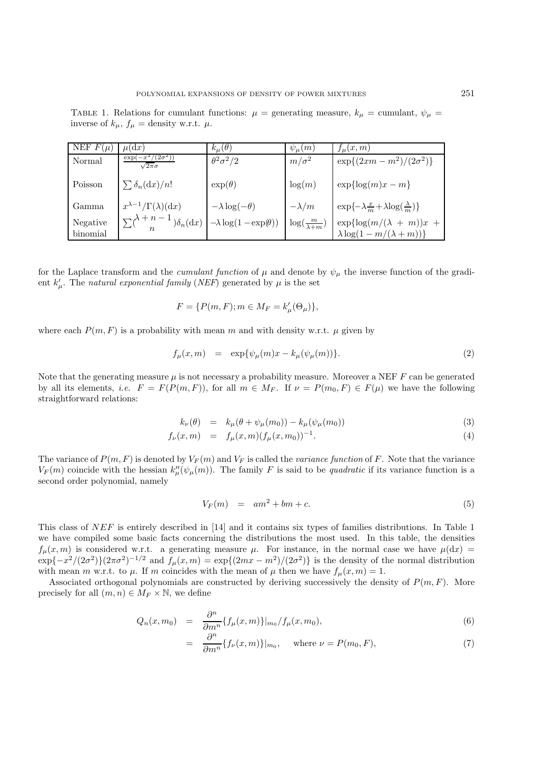TABLE 1. Relations for cumulant functions: $\mu$ = generating measure, $k_\mu$ = cumulant, $\psi_\mu$ = inverse of $k_\mu$, $f_\mu$ = density w.r.t. $\mu$.

| NEF $F(\mu)$ | $\mu(\mathrm{d}x)$ | $k_\mu(\theta)$ | $\psi_\mu(m)$ | $f_\mu(x,m)$ |
|---|---|---|---|---|
| Normal | $\frac{\exp(-x^2/(2\sigma^2))}{\sqrt{2\pi}\sigma}$ | $\theta^2\sigma^2/2$ | $m/\sigma^2$ | $\exp\{(2xm-m^2)/(2\sigma^2)\}$ |
| Poisson | $\sum \delta_n(\mathrm{d}x)/n!$ | $\exp(\theta)$ | $\log(m)$ | $\exp\{\log(m)x-m\}$ |
| Gamma | $x^{\lambda-1}/\Gamma(\lambda)(\mathrm{d}x)$ | $-\lambda\log(-\theta)$ | $-\lambda/m$ | $\exp\{-\lambda\frac{x}{m}+\lambda\log(\frac{\lambda}{m})\}$ |
| Negative binomial | $\sum\binom{\lambda+n-1}{n}\delta_n(\mathrm{d}x)$ | $-\lambda\log(1-\exp(\theta))$ | $\log(\frac{m}{\lambda+m})$ | $\exp\{\log(m/(\lambda+m))x + \lambda\log(1-m/(\lambda+m))\}$ |

for the Laplace transform and the *cumulant function* of $\mu$ and denote by $\psi_\mu$ the inverse function of the gradient $k'_\mu$. The *natural exponential family* (*NEF*) generated by $\mu$ is the set

$$F = \{P(m,F); m \in M_F = k'_\mu(\Theta_\mu)\},$$

where each $P(m,F)$ is a probability with mean $m$ and with density w.r.t. $\mu$ given by

$$f_\mu(x,m) \quad = \quad \exp\{\psi_\mu(m)x - k_\mu(\psi_\mu(m))\}. \tag{2}$$

Note that the generating measure $\mu$ is not necessary a probability measure. Moreover a NEF $F$ can be generated by all its elements, *i.e.* $F = F(P(m,F))$, for all $m \in M_F$. If $\nu = P(m_0,F) \in F(\mu)$ we have the following straightforward relations:

$$k_\nu(\theta) \quad = \quad k_\mu(\theta + \psi_\mu(m_0)) - k_\mu(\psi_\mu(m_0)) \tag{3}$$

$$f_\nu(x,m) \quad = \quad f_\mu(x,m)(f_\mu(x,m_0))^{-1}. \tag{4}$$

The variance of $P(m,F)$ is denoted by $V_F(m)$ and $V_F$ is called the *variance function* of $F$. Note that the variance $V_F(m)$ coincide with the hessian $k''_\mu(\psi_\mu(m))$. The family $F$ is said to be *quadratic* if its variance function is a second order polynomial, namely

$$V_F(m) \quad = \quad am^2 + bm + c. \tag{5}$$

This class of *NEF* is entirely described in [14] and it contains six types of families distributions. In Table 1 we have compiled some basic facts concerning the distributions the most used. In this table, the densities $f_\mu(x,m)$ is considered w.r.t. a generating measure $\mu$. For instance, in the normal case we have $\mu(\mathrm{d}x) = \exp\{-x^2/(2\sigma^2)\}(2\pi\sigma^2)^{-1/2}$ and $f_\mu(x,m) = \exp\{(2mx-m^2)/(2\sigma^2)\}$ is the density of the normal distribution with mean $m$ w.r.t. to $\mu$. If $m$ coincides with the mean of $\mu$ then we have $f_\mu(x,m) = 1$.

Associated orthogonal polynomials are constructed by deriving successively the density of $P(m,F)$. More precisely for all $(m,n) \in M_F \times \mathbb{N}$, we define

$$Q_n(x,m_0) \quad = \quad \frac{\partial^n}{\partial m^n}\{f_\mu(x,m)\}|_{m_0}/f_\mu(x,m_0), \tag{6}$$

$$\quad = \quad \frac{\partial^n}{\partial m^n}\{f_\nu(x,m)\}|_{m_0}, \quad \text{where } \nu = P(m_0,F), \tag{7}$$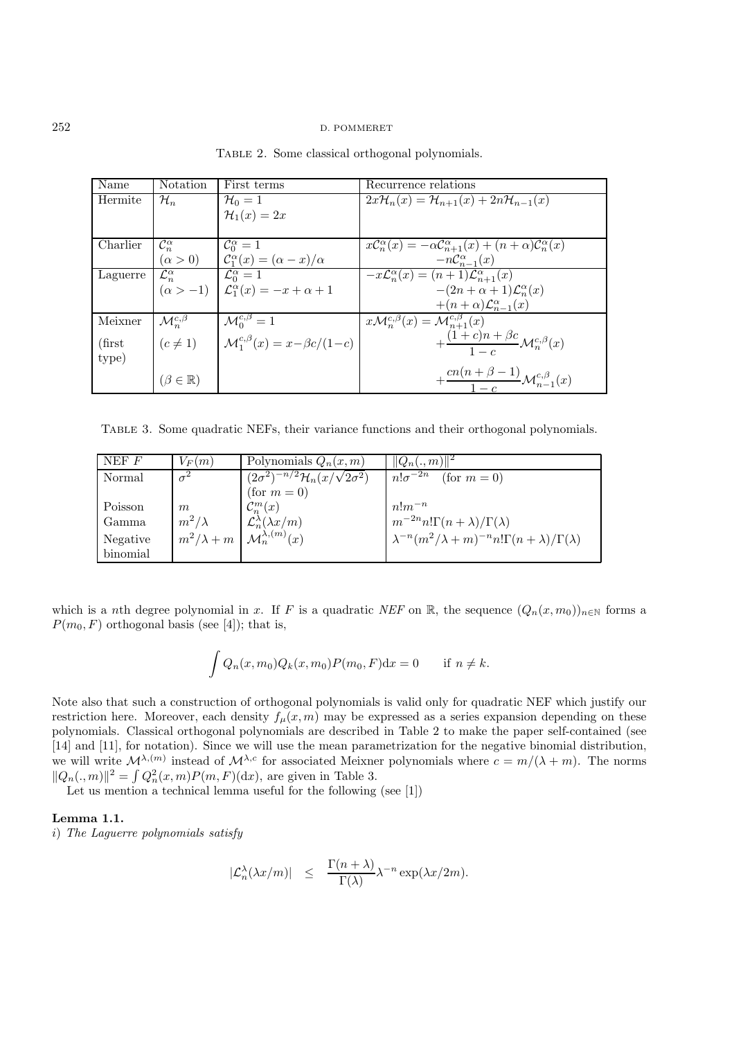Table 2. Some classical orthogonal polynomials.

| Name | Notation | First terms | Recurrence relations |
|---|---|---|---|
| Hermite | $\mathcal{H}_n$ | $\mathcal{H}_0 = 1$<br>$\mathcal{H}_1(x) = 2x$ | $2x\mathcal{H}_n(x) = \mathcal{H}_{n+1}(x) + 2n\mathcal{H}_{n-1}(x)$ |
| Charlier | $\mathcal{C}_n^\alpha$<br>$(\alpha > 0)$ | $\mathcal{C}_0^\alpha = 1$<br>$\mathcal{C}_1^\alpha(x) = (\alpha - x)/\alpha$ | $x\mathcal{C}_n^\alpha(x) = -\alpha\mathcal{C}_{n+1}^\alpha(x) + (n+\alpha)\mathcal{C}_n^\alpha(x)$<br>$-n\mathcal{C}_{n-1}^\alpha(x)$ |
| Laguerre | $\mathcal{L}_n^\alpha$<br>$(\alpha > -1)$ | $\mathcal{L}_0^\alpha = 1$<br>$\mathcal{L}_1^\alpha(x) = -x + \alpha + 1$ | $-x\mathcal{L}_n^\alpha(x) = (n+1)\mathcal{L}_{n+1}^\alpha(x)$<br>$-(2n+\alpha+1)\mathcal{L}_n^\alpha(x)$<br>$+(n+\alpha)\mathcal{L}_{n-1}^\alpha(x)$ |
| Meixner<br>(first type) | $\mathcal{M}_n^{c,\beta}$<br>$(c \neq 1)$<br>$(\beta \in \mathbb{R})$ | $\mathcal{M}_0^{c,\beta} = 1$<br>$\mathcal{M}_1^{c,\beta}(x) = x - \beta c/(1-c)$ | $x\mathcal{M}_n^{c,\beta}(x) = \mathcal{M}_{n+1}^{c,\beta}(x)$<br>$+\dfrac{(1+c)n+\beta c}{1-c}\mathcal{M}_n^{c,\beta}(x)$<br>$+\dfrac{cn(n+\beta-1)}{1-c}\mathcal{M}_{n-1}^{c,\beta}(x)$ |

Table 3. Some quadratic NEFs, their variance functions and their orthogonal polynomials.

| NEF $F$ | $V_F(m)$ | Polynomials $Q_n(x,m)$ | $\|Q_n(.,m)\|^2$ |
|---|---|---|---|
| Normal | $\sigma^2$ | $(2\sigma^2)^{-n/2}\mathcal{H}_n(x/\sqrt{2\sigma^2})$<br>(for $m=0$) | $n!\sigma^{-2n}$ (for $m = 0$) |
| Poisson | $m$ | $\mathcal{C}_n^m(x)$ | $n!m^{-n}$ |
| Gamma | $m^2/\lambda$ | $\mathcal{L}_n^\lambda(\lambda x/m)$ | $m^{-2n}n!\Gamma(n+\lambda)/\Gamma(\lambda)$ |
| Negative binomial | $m^2/\lambda + m$ | $\mathcal{M}_n^{\lambda,(m)}(x)$ | $\lambda^{-n}(m^2/\lambda+m)^{-n}n!\Gamma(n+\lambda)/\Gamma(\lambda)$ |

which is a $n$th degree polynomial in $x$. If $F$ is a quadratic *NEF* on $\mathbb{R}$, the sequence $(Q_n(x,m_0))_{n\in\mathbb{N}}$ forms a $P(m_0,F)$ orthogonal basis (see [4]); that is,

$$\int Q_n(x,m_0)Q_k(x,m_0)P(m_0,F)\mathrm{d}x = 0 \qquad \text{if } n \neq k.$$

Note also that such a construction of orthogonal polynomials is valid only for quadratic NEF which justify our restriction here. Moreover, each density $f_\mu(x,m)$ may be expressed as a series expansion depending on these polynomials. Classical orthogonal polynomials are described in Table 2 to make the paper self-contained (see [14] and [11], for notation). Since we will use the mean parametrization for the negative binomial distribution, we will write $\mathcal{M}^{\lambda,(m)}$ instead of $\mathcal{M}^{\lambda,c}$ for associated Meixner polynomials where $c = m/(\lambda+m)$. The norms $\|Q_n(.,m)\|^2 = \int Q_n^2(x,m)P(m,F)(\mathrm{d}x)$, are given in Table 3.

Let us mention a technical lemma useful for the following (see [1])

**Lemma 1.1.**

*i) The Laguerre polynomials satisfy*

$$|\mathcal{L}_n^\lambda(\lambda x/m)| \quad \leq \quad \frac{\Gamma(n+\lambda)}{\Gamma(\lambda)}\lambda^{-n}\exp(\lambda x/2m).$$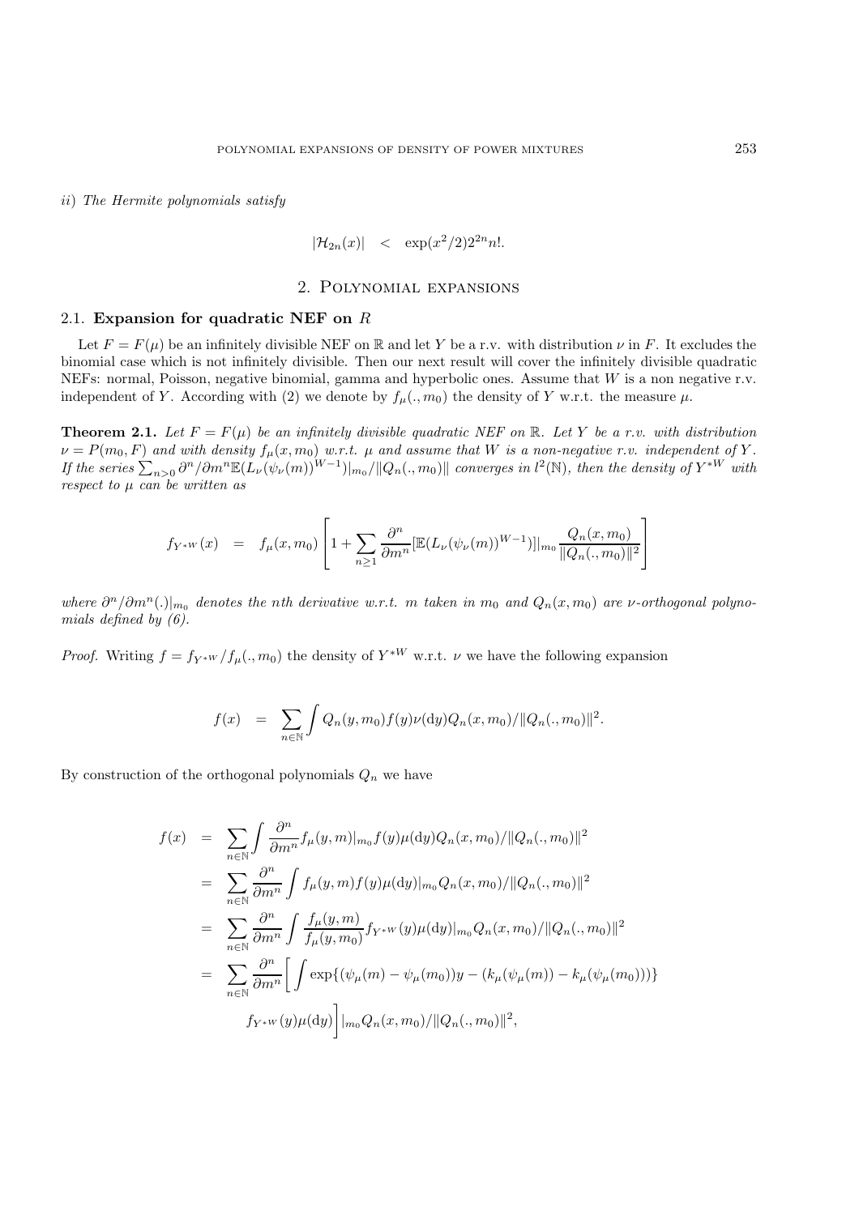*ii)* *The Hermite polynomials satisfy*

$$|\mathcal{H}_{2n}(x)| \quad < \quad \exp(x^2/2)2^{2n}n!.$$

# 2. Polynomial expansions

## 2.1. Expansion for quadratic NEF on $R$

Let $F = F(\mu)$ be an infinitely divisible NEF on $\mathbb{R}$ and let $Y$ be a r.v. with distribution $\nu$ in $F$. It excludes the binomial case which is not infinitely divisible. Then our next result will cover the infinitely divisible quadratic NEFs: normal, Poisson, negative binomial, gamma and hyperbolic ones. Assume that $W$ is a non negative r.v. independent of $Y$. According with (2) we denote by $f_\mu(., m_0)$ the density of $Y$ w.r.t. the measure $\mu$.

**Theorem 2.1.** *Let $F = F(\mu)$ be an infinitely divisible quadratic NEF on $\mathbb{R}$. Let $Y$ be a r.v. with distribution $\nu = P(m_0, F)$ and with density $f_\mu(x, m_0)$ w.r.t. $\mu$ and assume that $W$ is a non-negative r.v. independent of $Y$. If the series $\sum_{n>0} \partial^n/\partial m^n \mathbb{E}(L_\nu(\psi_\nu(m))^{W-1})|_{m_0}/\|Q_n(., m_0)\|$ converges in $l^2(\mathbb{N})$, then the density of $Y^{*W}$ with respect to $\mu$ can be written as*

$$f_{Y^{*W}}(x) \quad = \quad f_\mu(x, m_0)\left[1 + \sum_{n\geq 1} \frac{\partial^n}{\partial m^n}[\mathbb{E}(L_\nu(\psi_\nu(m))^{W-1})]|_{m_0} \frac{Q_n(x, m_0)}{\|Q_n(., m_0)\|^2}\right]$$

*where $\partial^n/\partial m^n(.)|_{m_0}$ denotes the nth derivative w.r.t. $m$ taken in $m_0$ and $Q_n(x, m_0)$ are $\nu$-orthogonal polynomials defined by (6).*

*Proof.* Writing $f = f_{Y^{*W}}/f_\mu(., m_0)$ the density of $Y^{*W}$ w.r.t. $\nu$ we have the following expansion

$$f(x) \quad = \quad \sum_{n\in\mathbb{N}} \int Q_n(y, m_0) f(y)\nu(\mathrm{d}y) Q_n(x, m_0)/\|Q_n(., m_0)\|^2.$$

By construction of the orthogonal polynomials $Q_n$ we have

$$\begin{aligned}
f(x) \quad &= \quad \sum_{n\in\mathbb{N}} \int \frac{\partial^n}{\partial m^n} f_\mu(y, m)|_{m_0} f(y)\mu(\mathrm{d}y) Q_n(x, m_0)/\|Q_n(., m_0)\|^2 \\
&= \quad \sum_{n\in\mathbb{N}} \frac{\partial^n}{\partial m^n} \int f_\mu(y, m) f(y)\mu(\mathrm{d}y)|_{m_0} Q_n(x, m_0)/\|Q_n(., m_0)\|^2 \\
&= \quad \sum_{n\in\mathbb{N}} \frac{\partial^n}{\partial m^n} \int \frac{f_\mu(y, m)}{f_\mu(y, m_0)} f_{Y^{*W}}(y)\mu(\mathrm{d}y)|_{m_0} Q_n(x, m_0)/\|Q_n(., m_0)\|^2 \\
&= \quad \sum_{n\in\mathbb{N}} \frac{\partial^n}{\partial m^n}\bigg[\int \exp\{(\psi_\mu(m) - \psi_\mu(m_0))y - (k_\mu(\psi_\mu(m)) - k_\mu(\psi_\mu(m_0)))\} \\
&\qquad f_{Y^{*W}}(y)\mu(\mathrm{d}y)\bigg]|_{m_0} Q_n(x, m_0)/\|Q_n(., m_0)\|^2,
\end{aligned}$$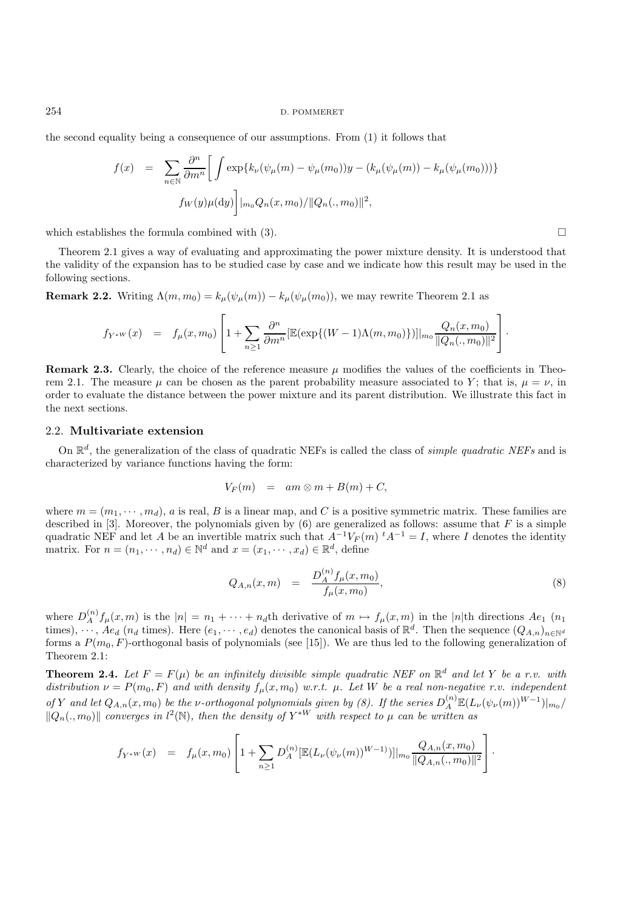the second equality being a consequence of our assumptions. From (1) it follows that

$$
\begin{aligned}
f(x) &= \sum_{n\in\mathbb{N}} \frac{\partial^n}{\partial m^n}\bigg[\int \exp\{k_\nu(\psi_\mu(m)-\psi_\mu(m_0))y-(k_\mu(\psi_\mu(m))-k_\mu(\psi_\mu(m_0)))\}\\
&\qquad f_W(y)\mu(\mathrm{d}y)\bigg]|_{m_0} Q_n(x,m_0)/\|Q_n(.,m_0)\|^2,
\end{aligned}
$$

which establishes the formula combined with (3). □

Theorem 2.1 gives a way of evaluating and approximating the power mixture density. It is understood that the validity of the expansion has to be studied case by case and we indicate how this result may be used in the following sections.

**Remark 2.2.** Writing $\Lambda(m,m_0) = k_\mu(\psi_\mu(m)) - k_\mu(\psi_\mu(m_0))$, we may rewrite Theorem 2.1 as

$$
f_{Y^{*W}}(x) = f_\mu(x,m_0)\left[1+\sum_{n\geq 1}\frac{\partial^n}{\partial m^n}[\mathbb{E}(\exp\{(W-1)\Lambda(m,m_0)\})]|_{m_0}\frac{Q_n(x,m_0)}{\|Q_n(.,m_0)\|^2}\right].
$$

**Remark 2.3.** Clearly, the choice of the reference measure $\mu$ modifies the values of the coefficients in Theorem 2.1. The measure $\mu$ can be chosen as the parent probability measure associated to $Y$; that is, $\mu = \nu$, in order to evaluate the distance between the power mixture and its parent distribution. We illustrate this fact in the next sections.

### 2.2. Multivariate extension

On $\mathbb{R}^d$, the generalization of the class of quadratic NEFs is called the class of *simple quadratic NEFs* and is characterized by variance functions having the form:

$$
V_F(m) = am\otimes m + B(m) + C,
$$

where $m = (m_1,\cdots,m_d)$, $a$ is real, $B$ is a linear map, and $C$ is a positive symmetric matrix. These families are described in [3]. Moreover, the polynomials given by (6) are generalized as follows: assume that $F$ is a simple quadratic NEF and let $A$ be an invertible matrix such that $A^{-1}V_F(m)\,{}^tA^{-1} = I$, where $I$ denotes the identity matrix. For $n = (n_1,\cdots,n_d)\in\mathbb{N}^d$ and $x = (x_1,\cdots,x_d)\in\mathbb{R}^d$, define

$$
Q_{A,n}(x,m) = \frac{D_A^{(n)}f_\mu(x,m_0)}{f_\mu(x,m_0)}, \tag{8}
$$

where $D_A^{(n)}f_\mu(x,m)$ is the $|n| = n_1+\cdots+n_d$th derivative of $m\mapsto f_\mu(x,m)$ in the $|n|$th directions $Ae_1$ ($n_1$ times), $\cdots$, $Ae_d$ ($n_d$ times). Here $(e_1,\cdots,e_d)$ denotes the canonical basis of $\mathbb{R}^d$. Then the sequence $(Q_{A,n})_{n\in\mathbb{N}^d}$ forms a $P(m_0,F)$-orthogonal basis of polynomials (see [15]). We are thus led to the following generalization of Theorem 2.1:

**Theorem 2.4.** *Let $F = F(\mu)$ be an infinitely divisible simple quadratic NEF on $\mathbb{R}^d$ and let $Y$ be a r.v. with distribution $\nu = P(m_0,F)$ and with density $f_\mu(x,m_0)$ w.r.t. $\mu$. Let $W$ be a real non-negative r.v. independent of $Y$ and let $Q_{A,n}(x,m_0)$ be the $\nu$-orthogonal polynomials given by (8). If the series $D_A^{(n)}\mathbb{E}(L_\nu(\psi_\nu(m))^{W-1})|_{m_0}/\|Q_n(.,m_0)\|$ converges in $l^2(\mathbb{N})$, then the density of $Y^{*W}$ with respect to $\mu$ can be written as*

$$
f_{Y^{*W}}(x) = f_\mu(x,m_0)\left[1+\sum_{n\geq 1}D_A^{(n)}[\mathbb{E}(L_\nu(\psi_\nu(m))^{W-1})]|_{m_0}\frac{Q_{A,n}(x,m_0)}{\|Q_{A,n}(.,m_0)\|^2}\right].
$$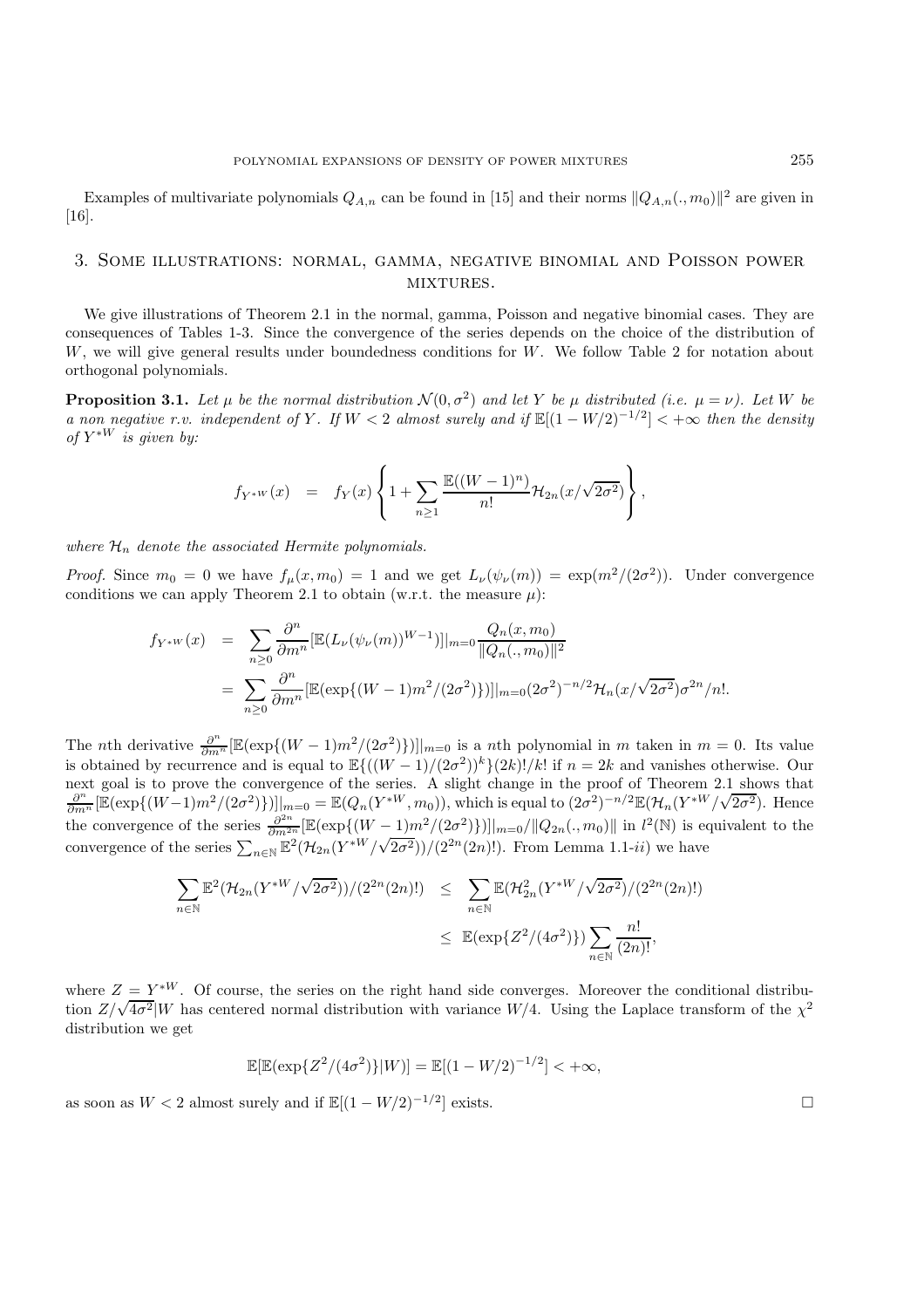Examples of multivariate polynomials $Q_{A,n}$ can be found in [15] and their norms $\|Q_{A,n}(.,m_0)\|^2$ are given in [16].

## 3. Some illustrations: normal, gamma, negative binomial and Poisson power mixtures.

We give illustrations of Theorem 2.1 in the normal, gamma, Poisson and negative binomial cases. They are consequences of Tables 1-3. Since the convergence of the series depends on the choice of the distribution of $W$, we will give general results under boundedness conditions for $W$. We follow Table 2 for notation about orthogonal polynomials.

**Proposition 3.1.** *Let $\mu$ be the normal distribution $\mathcal{N}(0,\sigma^2)$ and let $Y$ be $\mu$ distributed (i.e. $\mu=\nu$). Let $W$ be a non negative r.v. independent of $Y$. If $W<2$ almost surely and if $\mathbb{E}[(1-W/2)^{-1/2}]<+\infty$ then the density of $Y^{*W}$ is given by:*

$$f_{Y^{*W}}(x) \;=\; f_Y(x)\left\{1+\sum_{n\geq 1}\frac{\mathbb{E}((W-1)^n)}{n!}\mathcal{H}_{2n}(x/\sqrt{2\sigma^2})\right\},$$

*where $\mathcal{H}_n$ denote the associated Hermite polynomials.*

*Proof.* Since $m_0=0$ we have $f_\mu(x,m_0)=1$ and we get $L_\nu(\psi_\nu(m))=\exp(m^2/(2\sigma^2))$. Under convergence conditions we can apply Theorem 2.1 to obtain (w.r.t. the measure $\mu$):

$$\begin{aligned}
f_{Y^{*W}}(x) &= \sum_{n\geq 0}\frac{\partial^n}{\partial m^n}[\mathbb{E}(L_\nu(\psi_\nu(m))^{W-1})]|_{m=0}\frac{Q_n(x,m_0)}{\|Q_n(.,m_0)\|^2}\\
&= \sum_{n\geq 0}\frac{\partial^n}{\partial m^n}[\mathbb{E}(\exp\{(W-1)m^2/(2\sigma^2)\})]|_{m=0}(2\sigma^2)^{-n/2}\mathcal{H}_n(x/\sqrt{2\sigma^2})\sigma^{2n}/n!.
\end{aligned}$$

The $n$th derivative $\frac{\partial^n}{\partial m^n}[\mathbb{E}(\exp\{(W-1)m^2/(2\sigma^2)\})]|_{m=0}$ is a $n$th polynomial in $m$ taken in $m=0$. Its value is obtained by recurrence and is equal to $\mathbb{E}\{((W-1)/(2\sigma^2))^k\}(2k)!/k!$ if $n=2k$ and vanishes otherwise. Our next goal is to prove the convergence of the series. A slight change in the proof of Theorem 2.1 shows that $\frac{\partial^n}{\partial m^n}[\mathbb{E}(\exp\{(W-1)m^2/(2\sigma^2)\})]|_{m=0}=\mathbb{E}(Q_n(Y^{*W},m_0))$, which is equal to $(2\sigma^2)^{-n/2}\mathbb{E}(\mathcal{H}_n(Y^{*W}/\sqrt{2\sigma^2})$. Hence the convergence of the series $\frac{\partial^{2n}}{\partial m^{2n}}[\mathbb{E}(\exp\{(W-1)m^2/(2\sigma^2)\})]|_{m=0}/\|Q_{2n}(.,m_0)\|$ in $l^2(\mathbb{N})$ is equivalent to the convergence of the series $\sum_{n\in\mathbb{N}}\mathbb{E}^2(\mathcal{H}_{2n}(Y^{*W}/\sqrt{2\sigma^2}))/(2^{2n}(2n)!)$. From Lemma 1.1-*ii*) we have

$$\begin{aligned}
\sum_{n\in\mathbb{N}}\mathbb{E}^2(\mathcal{H}_{2n}(Y^{*W}/\sqrt{2\sigma^2}))/(2^{2n}(2n)!) &\leq \sum_{n\in\mathbb{N}}\mathbb{E}(\mathcal{H}^2_{2n}(Y^{*W}/\sqrt{2\sigma^2})/(2^{2n}(2n)!)\\
&\leq \mathbb{E}(\exp\{Z^2/(4\sigma^2)\})\sum_{n\in\mathbb{N}}\frac{n!}{(2n)!},
\end{aligned}$$

where $Z=Y^{*W}$. Of course, the series on the right hand side converges. Moreover the conditional distribution $Z/\sqrt{4\sigma^2}|W$ has centered normal distribution with variance $W/4$. Using the Laplace transform of the $\chi^2$ distribution we get

$$\mathbb{E}[\mathbb{E}(\exp\{Z^2/(4\sigma^2)\}|W)]=\mathbb{E}[(1-W/2)^{-1/2}]<+\infty,$$

as soon as $W<2$ almost surely and if $\mathbb{E}[(1-W/2)^{-1/2}]$ exists. $\square$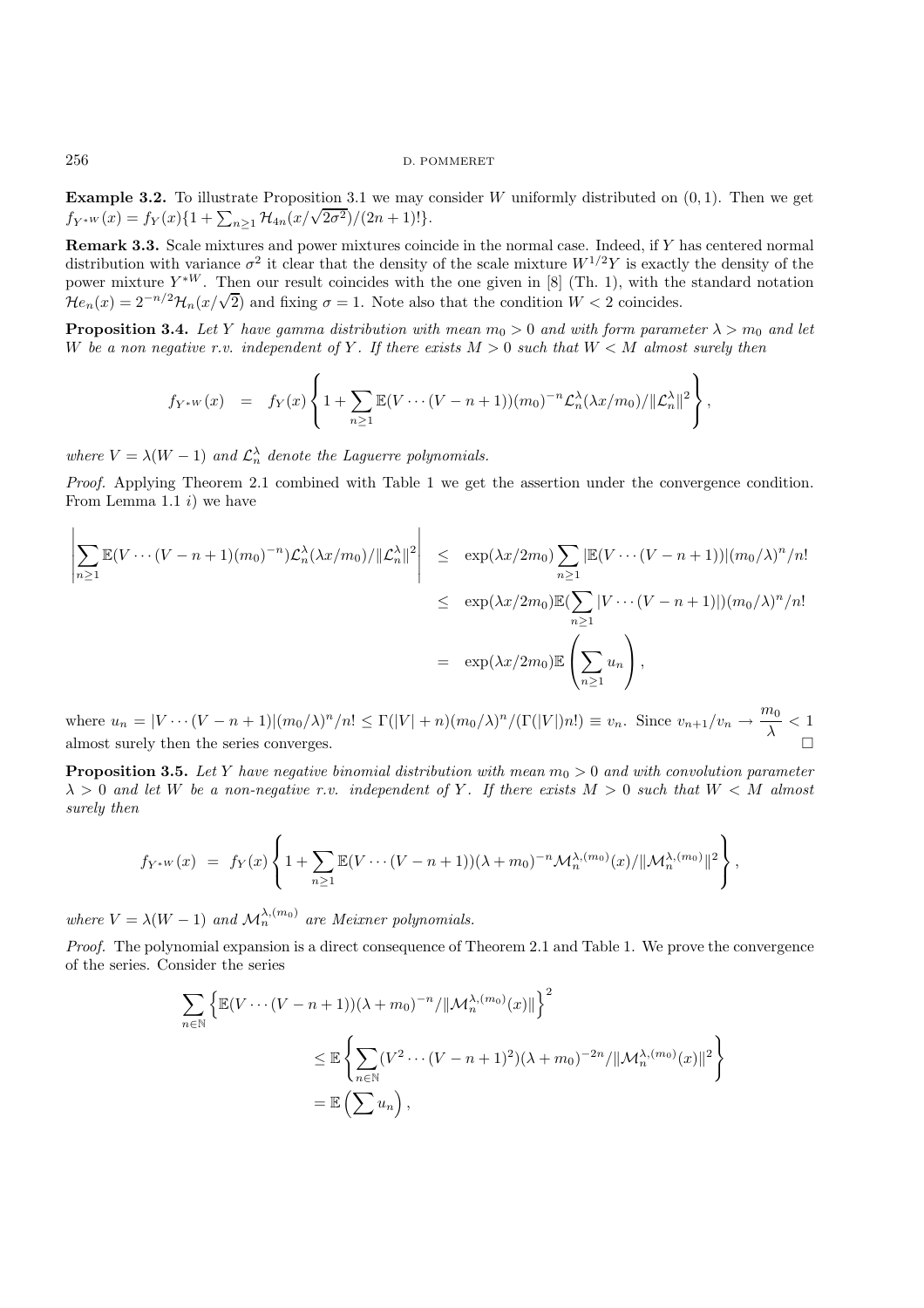**Example 3.2.** To illustrate Proposition 3.1 we may consider $W$ uniformly distributed on $(0, 1)$. Then we get $f_{Y^{*W}}(x) = f_Y(x)\{1 + \sum_{n\geq 1} \mathcal{H}_{4n}(x/\sqrt{2\sigma^2})/(2n+1)!\}$.

**Remark 3.3.** Scale mixtures and power mixtures coincide in the normal case. Indeed, if $Y$ has centered normal distribution with variance $\sigma^2$ it clear that the density of the scale mixture $W^{1/2}Y$ is exactly the density of the power mixture $Y^{*W}$. Then our result coincides with the one given in [8] (Th. 1), with the standard notation $\mathcal{H}e_n(x) = 2^{-n/2}\mathcal{H}_n(x/\sqrt{2})$ and fixing $\sigma = 1$. Note also that the condition $W < 2$ coincides.

**Proposition 3.4.** *Let $Y$ have gamma distribution with mean $m_0 > 0$ and with form parameter $\lambda > m_0$ and let $W$ be a non negative r.v. independent of $Y$. If there exists $M > 0$ such that $W < M$ almost surely then*

$$f_{Y^{*W}}(x) \quad = \quad f_Y(x)\left\{1 + \sum_{n\geq 1} \mathbb{E}(V\cdots(V-n+1))(m_0)^{-n}\mathcal{L}_n^\lambda(\lambda x/m_0)/\|\mathcal{L}_n^\lambda\|^2\right\},$$

*where $V = \lambda(W-1)$ and $\mathcal{L}_n^\lambda$ denote the Laguerre polynomials.*

*Proof.* Applying Theorem 2.1 combined with Table 1 we get the assertion under the convergence condition. From Lemma 1.1 *i)* we have

$$\begin{aligned}
\left|\sum_{n\geq 1} \mathbb{E}(V\cdots(V-n+1)(m_0)^{-n})\mathcal{L}_n^\lambda(\lambda x/m_0)/\|\mathcal{L}_n^\lambda\|^2\right| \quad &\leq \quad \exp(\lambda x/2m_0)\sum_{n\geq 1} |\mathbb{E}(V\cdots(V-n+1))|(m_0/\lambda)^n/n! \\
&\leq \quad \exp(\lambda x/2m_0)\mathbb{E}(\sum_{n\geq 1} |V\cdots(V-n+1)|)(m_0/\lambda)^n/n! \\
&= \quad \exp(\lambda x/2m_0)\mathbb{E}\left(\sum_{n\geq 1} u_n\right),
\end{aligned}$$

where $u_n = |V\cdots(V-n+1)|(m_0/\lambda)^n/n! \leq \Gamma(|V|+n)(m_0/\lambda)^n/(\Gamma(|V|)n!) \equiv v_n$. Since $v_{n+1}/v_n \to \dfrac{m_0}{\lambda} < 1$ almost surely then the series converges. $\square$

**Proposition 3.5.** *Let $Y$ have negative binomial distribution with mean $m_0 > 0$ and with convolution parameter $\lambda > 0$ and let $W$ be a non-negative r.v. independent of $Y$. If there exists $M > 0$ such that $W < M$ almost surely then*

$$f_{Y^{*W}}(x) \;\; = \;\; f_Y(x)\left\{1 + \sum_{n\geq 1} \mathbb{E}(V\cdots(V-n+1))(\lambda+m_0)^{-n}\mathcal{M}_n^{\lambda,(m_0)}(x)/\|\mathcal{M}_n^{\lambda,(m_0)}\|^2\right\},$$

*where $V = \lambda(W-1)$ and $\mathcal{M}_n^{\lambda,(m_0)}$ are Meixner polynomials.*

*Proof.* The polynomial expansion is a direct consequence of Theorem 2.1 and Table 1. We prove the convergence of the series. Consider the series

$$\begin{aligned}
&\sum_{n\in\mathbb{N}} \left\{\mathbb{E}(V\cdots(V-n+1))(\lambda+m_0)^{-n}/\|\mathcal{M}_n^{\lambda,(m_0)}(x)\|\right\}^2 \\
&\qquad\qquad \leq \mathbb{E}\left\{\sum_{n\in\mathbb{N}} (V^2\cdots(V-n+1)^2)(\lambda+m_0)^{-2n}/\|\mathcal{M}_n^{\lambda,(m_0)}(x)\|^2\right\} \\
&\qquad\qquad = \mathbb{E}\left(\sum u_n\right),
\end{aligned}$$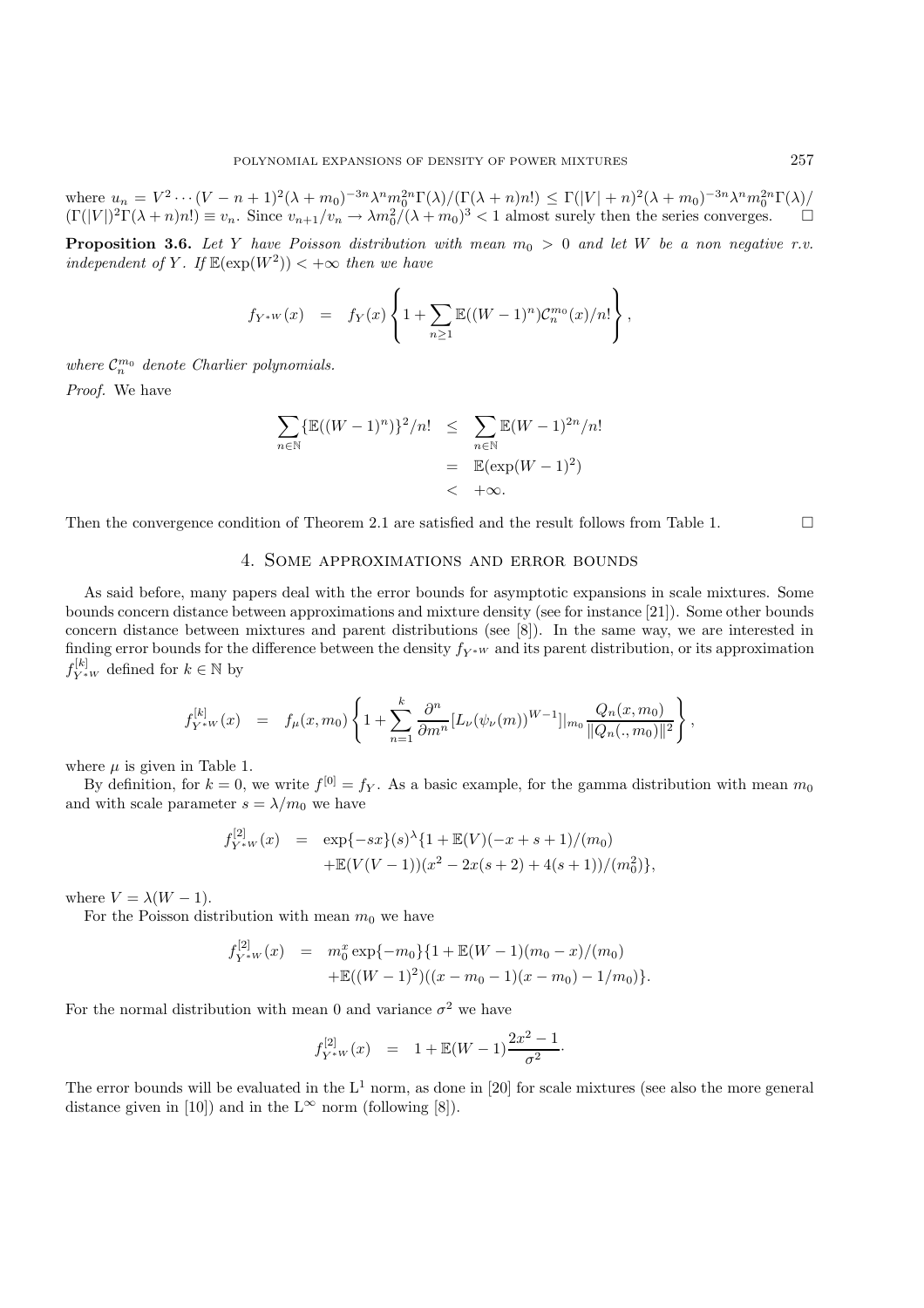where $u_n = V^2 \cdots (V-n+1)^2(\lambda+m_0)^{-3n}\lambda^n m_0^{2n}\Gamma(\lambda)/(\Gamma(\lambda+n)n!) \leq \Gamma(|V|+n)^2(\lambda+m_0)^{-3n}\lambda^n m_0^{2n}\Gamma(\lambda)/(\Gamma(|V|)^2\Gamma(\lambda+n)n!) \equiv v_n$. Since $v_{n+1}/v_n \to \lambda m_0^2/(\lambda+m_0)^3 < 1$ almost surely then the series converges. $\square$

**Proposition 3.6.** *Let $Y$ have Poisson distribution with mean $m_0 > 0$ and let $W$ be a non negative r.v. independent of $Y$. If $\mathbb{E}(\exp(W^2)) < +\infty$ then we have*

$$f_{Y^*W}(x) \quad = \quad f_Y(x)\left\{1 + \sum_{n\geq 1}\mathbb{E}((W-1)^n)\mathcal{C}_n^{m_0}(x)/n!\right\},$$

*where $\mathcal{C}_n^{m_0}$ denote Charlier polynomials.*

*Proof.* We have

$$\begin{aligned}
\sum_{n\in\mathbb{N}}\{\mathbb{E}((W-1)^n)\}^2/n! &\leq \sum_{n\in\mathbb{N}}\mathbb{E}(W-1)^{2n}/n! \\
&= \mathbb{E}(\exp(W-1)^2) \\
&< +\infty.
\end{aligned}$$

Then the convergence condition of Theorem 2.1 are satisfied and the result follows from Table 1. $\square$

## 4. Some approximations and error bounds

As said before, many papers deal with the error bounds for asymptotic expansions in scale mixtures. Some bounds concern distance between approximations and mixture density (see for instance [21]). Some other bounds concern distance between mixtures and parent distributions (see [8]). In the same way, we are interested in finding error bounds for the difference between the density $f_{Y^*W}$ and its parent distribution, or its approximation $f^{[k]}_{Y^*W}$ defined for $k \in \mathbb{N}$ by

$$f^{[k]}_{Y^*W}(x) \quad = \quad f_\mu(x, m_0)\left\{1 + \sum_{n=1}^{k}\frac{\partial^n}{\partial m^n}[L_\nu(\psi_\nu(m))^{W-1}]|_{m_0}\frac{Q_n(x, m_0)}{\|Q_n(., m_0)\|^2}\right\},$$

where $\mu$ is given in Table 1.

By definition, for $k = 0$, we write $f^{[0]} = f_Y$. As a basic example, for the gamma distribution with mean $m_0$ and with scale parameter $s = \lambda/m_0$ we have

$$\begin{aligned}
f^{[2]}_{Y^*W}(x) &= \exp\{-sx\}(s)^\lambda\{1 + \mathbb{E}(V)(-x+s+1)/(m_0) \\
&\quad + \mathbb{E}(V(V-1))(x^2 - 2x(s+2) + 4(s+1))/(m_0^2)\},
\end{aligned}$$

where $V = \lambda(W-1)$.

For the Poisson distribution with mean $m_0$ we have

$$\begin{aligned}
f^{[2]}_{Y^*W}(x) &= m_0^x\exp\{-m_0\}\{1 + \mathbb{E}(W-1)(m_0 - x)/(m_0) \\
&\quad + \mathbb{E}((W-1)^2)((x - m_0 - 1)(x - m_0) - 1/m_0)\}.
\end{aligned}$$

For the normal distribution with mean 0 and variance $\sigma^2$ we have

$$f^{[2]}_{Y^*W}(x) \quad = \quad 1 + \mathbb{E}(W-1)\frac{2x^2-1}{\sigma^2}\cdot$$

The error bounds will be evaluated in the $\mathrm{L}^1$ norm, as done in [20] for scale mixtures (see also the more general distance given in [10]) and in the $\mathrm{L}^\infty$ norm (following [8]).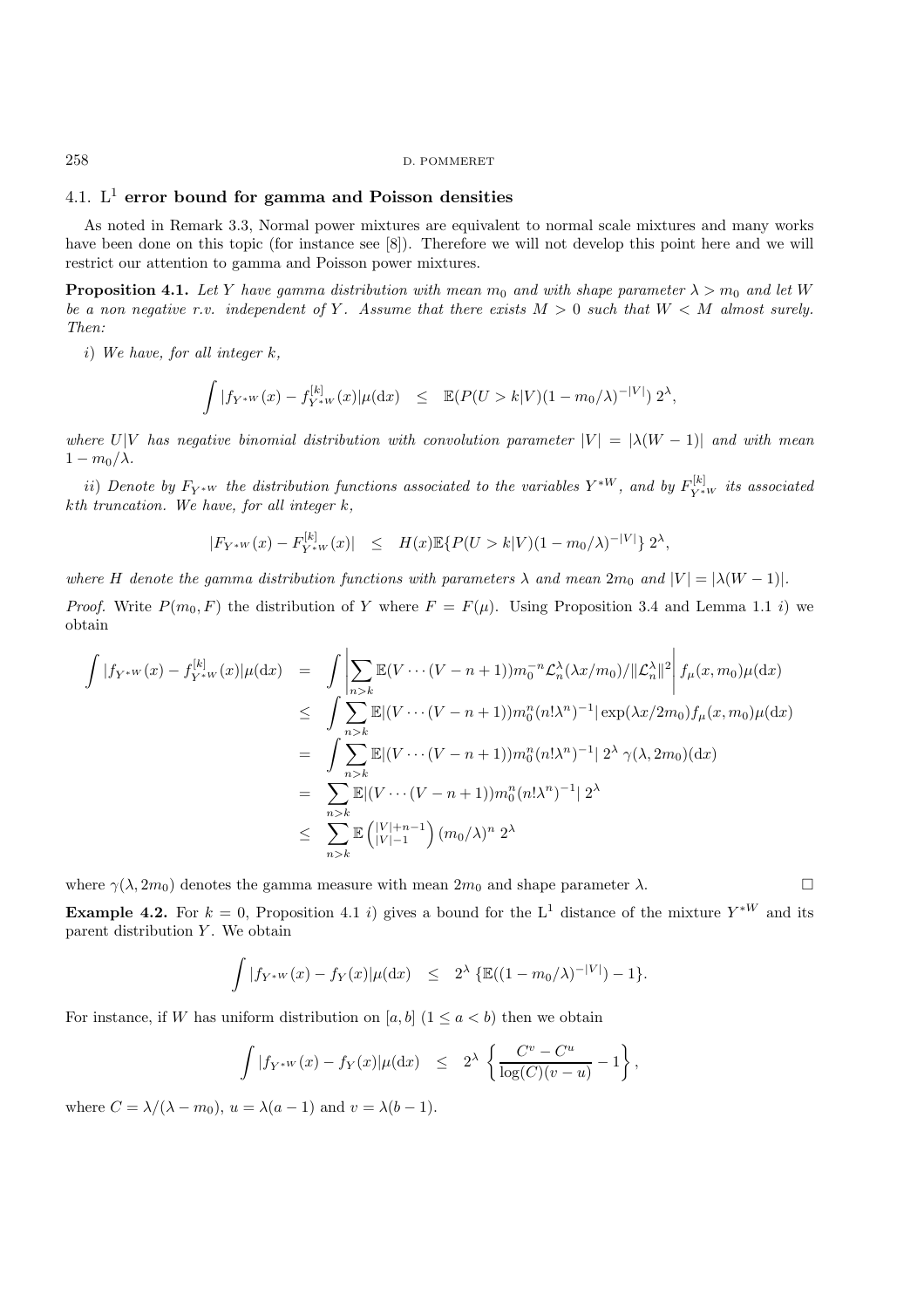### 4.1. $\mathrm{L}^1$ error bound for gamma and Poisson densities

As noted in Remark 3.3, Normal power mixtures are equivalent to normal scale mixtures and many works have been done on this topic (for instance see [8]). Therefore we will not develop this point here and we will restrict our attention to gamma and Poisson power mixtures.

**Proposition 4.1.** *Let $Y$ have gamma distribution with mean $m_0$ and with shape parameter $\lambda > m_0$ and let $W$ be a non negative r.v. independent of $Y$. Assume that there exists $M > 0$ such that $W < M$ almost surely. Then:*

*i) We have, for all integer $k$,*

$$\int |f_{Y^{*W}}(x) - f^{[k]}_{Y^{*W}}(x)|\mu(\mathrm{d}x) \quad \leq \quad \mathbb{E}(P(U > k|V)(1 - m_0/\lambda)^{-|V|})\, 2^{\lambda},$$

*where $U|V$ has negative binomial distribution with convolution parameter $|V| = |\lambda(W - 1)|$ and with mean $1 - m_0/\lambda$.*

*ii) Denote by $F_{Y^{*W}}$ the distribution functions associated to the variables $Y^{*W}$, and by $F^{[k]}_{Y^{*W}}$ its associated $k$th truncation. We have, for all integer $k$,*

$$|F_{Y^{*W}}(x) - F^{[k]}_{Y^{*W}}(x)| \quad \leq \quad H(x)\mathbb{E}\{P(U > k|V)(1 - m_0/\lambda)^{-|V|}\}\, 2^{\lambda},$$

*where $H$ denote the gamma distribution functions with parameters $\lambda$ and mean $2m_0$ and $|V| = |\lambda(W - 1)|$.*

*Proof.* Write $P(m_0, F)$ the distribution of $Y$ where $F = F(\mu)$. Using Proposition 3.4 and Lemma 1.1 *i*) we obtain

$$\begin{aligned}
\int |f_{Y^{*W}}(x) - f^{[k]}_{Y^{*W}}(x)|\mu(\mathrm{d}x) &= \int \left| \sum_{n>k} \mathbb{E}(V \cdots (V - n + 1)) m_0^{-n} \mathcal{L}^{\lambda}_n(\lambda x/m_0)/\|\mathcal{L}^{\lambda}_n\|^2 \right| f_{\mu}(x, m_0)\mu(\mathrm{d}x) \\
&\leq \int \sum_{n>k} \mathbb{E}|(V \cdots (V - n + 1)) m_0^n (n!\lambda^n)^{-1}| \exp(\lambda x/2m_0) f_{\mu}(x, m_0)\mu(\mathrm{d}x) \\
&= \int \sum_{n>k} \mathbb{E}|(V \cdots (V - n + 1)) m_0^n (n!\lambda^n)^{-1}|\, 2^{\lambda}\, \gamma(\lambda, 2m_0)(\mathrm{d}x) \\
&= \sum_{n>k} \mathbb{E}|(V \cdots (V - n + 1)) m_0^n (n!\lambda^n)^{-1}|\, 2^{\lambda} \\
&\leq \sum_{n>k} \mathbb{E}\binom{|V|+n-1}{|V|-1} (m_0/\lambda)^n\, 2^{\lambda}
\end{aligned}$$

where $\gamma(\lambda, 2m_0)$ denotes the gamma measure with mean $2m_0$ and shape parameter $\lambda$. $\square$

**Example 4.2.** For $k = 0$, Proposition 4.1 *i*) gives a bound for the $\mathrm{L}^1$ distance of the mixture $Y^{*W}$ and its parent distribution $Y$. We obtain

$$\int |f_{Y^{*W}}(x) - f_Y(x)|\mu(\mathrm{d}x) \quad \leq \quad 2^{\lambda}\, \{\mathbb{E}((1 - m_0/\lambda)^{-|V|}) - 1\}.$$

For instance, if $W$ has uniform distribution on $[a, b]$ $(1 \leq a < b)$ then we obtain

$$\int |f_{Y^{*W}}(x) - f_Y(x)|\mu(\mathrm{d}x) \quad \leq \quad 2^{\lambda}\, \left\{ \frac{C^v - C^u}{\log(C)(v - u)} - 1 \right\},$$

where $C = \lambda/(\lambda - m_0)$, $u = \lambda(a - 1)$ and $v = \lambda(b - 1)$.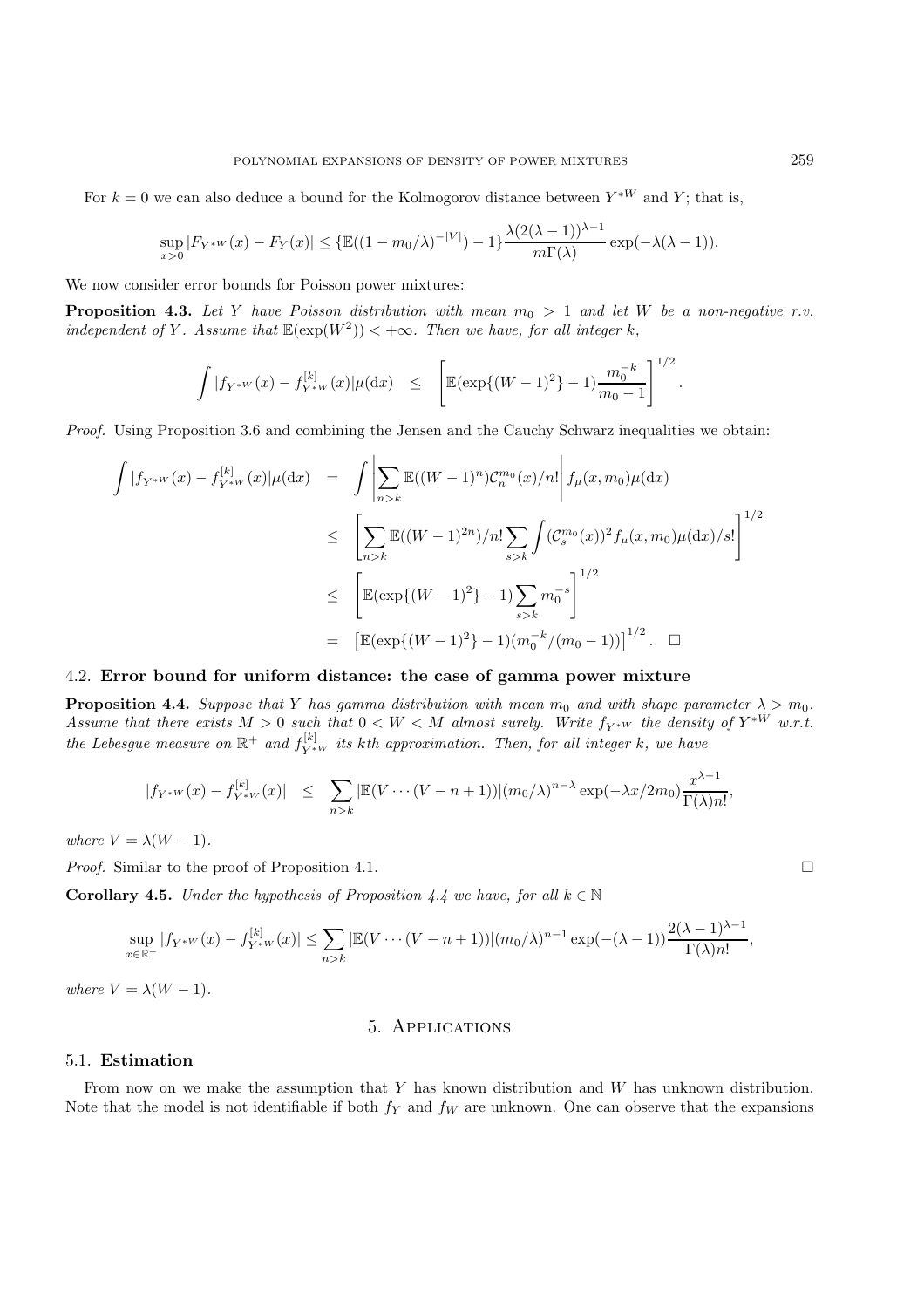For $k = 0$ we can also deduce a bound for the Kolmogorov distance between $Y^{*W}$ and $Y$; that is,

$$\sup_{x>0} |F_{Y^{*W}}(x) - F_Y(x)| \leq \{\mathbb{E}((1 - m_0/\lambda)^{-|V|}) - 1\} \frac{\lambda(2(\lambda-1))^{\lambda-1}}{m\Gamma(\lambda)} \exp(-\lambda(\lambda - 1)).$$

We now consider error bounds for Poisson power mixtures:

**Proposition 4.3.** *Let $Y$ have Poisson distribution with mean $m_0 > 1$ and let $W$ be a non-negative r.v. independent of $Y$. Assume that $\mathbb{E}(\exp(W^2)) < +\infty$. Then we have, for all integer $k$,*

$$\int |f_{Y^{*W}}(x) - f^{[k]}_{Y^{*W}}(x)| \mu(\mathrm{d}x) \quad \leq \quad \left[ \mathbb{E}(\exp\{(W-1)^2\} - 1) \frac{m_0^{-k}}{m_0 - 1} \right]^{1/2}.$$

*Proof.* Using Proposition 3.6 and combining the Jensen and the Cauchy Schwarz inequalities we obtain:

$$\begin{aligned}
\int |f_{Y^{*W}}(x) - f^{[k]}_{Y^{*W}}(x)| \mu(\mathrm{d}x) &= \int \left| \sum_{n>k} \mathbb{E}((W-1)^n) \mathcal{C}_n^{m_0}(x)/n! \right| f_\mu(x, m_0) \mu(\mathrm{d}x) \\
&\leq \left[ \sum_{n>k} \mathbb{E}((W-1)^{2n})/n! \sum_{s>k} \int (\mathcal{C}_s^{m_0}(x))^2 f_\mu(x, m_0) \mu(\mathrm{d}x)/s! \right]^{1/2} \\
&\leq \left[ \mathbb{E}(\exp\{(W-1)^2\} - 1) \sum_{s>k} m_0^{-s} \right]^{1/2} \\
&= \left[ \mathbb{E}(\exp\{(W-1)^2\} - 1)(m_0^{-k}/(m_0 - 1)) \right]^{1/2}. \quad \square
\end{aligned}$$

### 4.2. Error bound for uniform distance: the case of gamma power mixture

**Proposition 4.4.** *Suppose that $Y$ has gamma distribution with mean $m_0$ and with shape parameter $\lambda > m_0$. Assume that there exists $M > 0$ such that $0 < W < M$ almost surely. Write $f_{Y^{*W}}$ the density of $Y^{*W}$ w.r.t. the Lebesgue measure on $\mathbb{R}^+$ and $f^{[k]}_{Y^{*W}}$ its $k$th approximation. Then, for all integer $k$, we have*

$$|f_{Y^{*W}}(x) - f^{[k]}_{Y^{*W}}(x)| \quad \leq \quad \sum_{n>k} |\mathbb{E}(V \cdots (V - n + 1))| (m_0/\lambda)^{n-\lambda} \exp(-\lambda x / 2m_0) \frac{x^{\lambda-1}}{\Gamma(\lambda) n!},$$

*where $V = \lambda(W - 1)$.*

*Proof.* Similar to the proof of Proposition 4.1. $\square$

**Corollary 4.5.** *Under the hypothesis of Proposition 4.4 we have, for all $k \in \mathbb{N}$*

$$\sup_{x \in \mathbb{R}^+} |f_{Y^{*W}}(x) - f^{[k]}_{Y^{*W}}(x)| \leq \sum_{n>k} |\mathbb{E}(V \cdots (V - n + 1))| (m_0/\lambda)^{n-1} \exp(-(\lambda - 1)) \frac{2(\lambda - 1)^{\lambda-1}}{\Gamma(\lambda) n!},$$

*where $V = \lambda(W - 1)$.*

## 5. Applications

### 5.1. Estimation

From now on we make the assumption that $Y$ has known distribution and $W$ has unknown distribution. Note that the model is not identifiable if both $f_Y$ and $f_W$ are unknown. One can observe that the expansions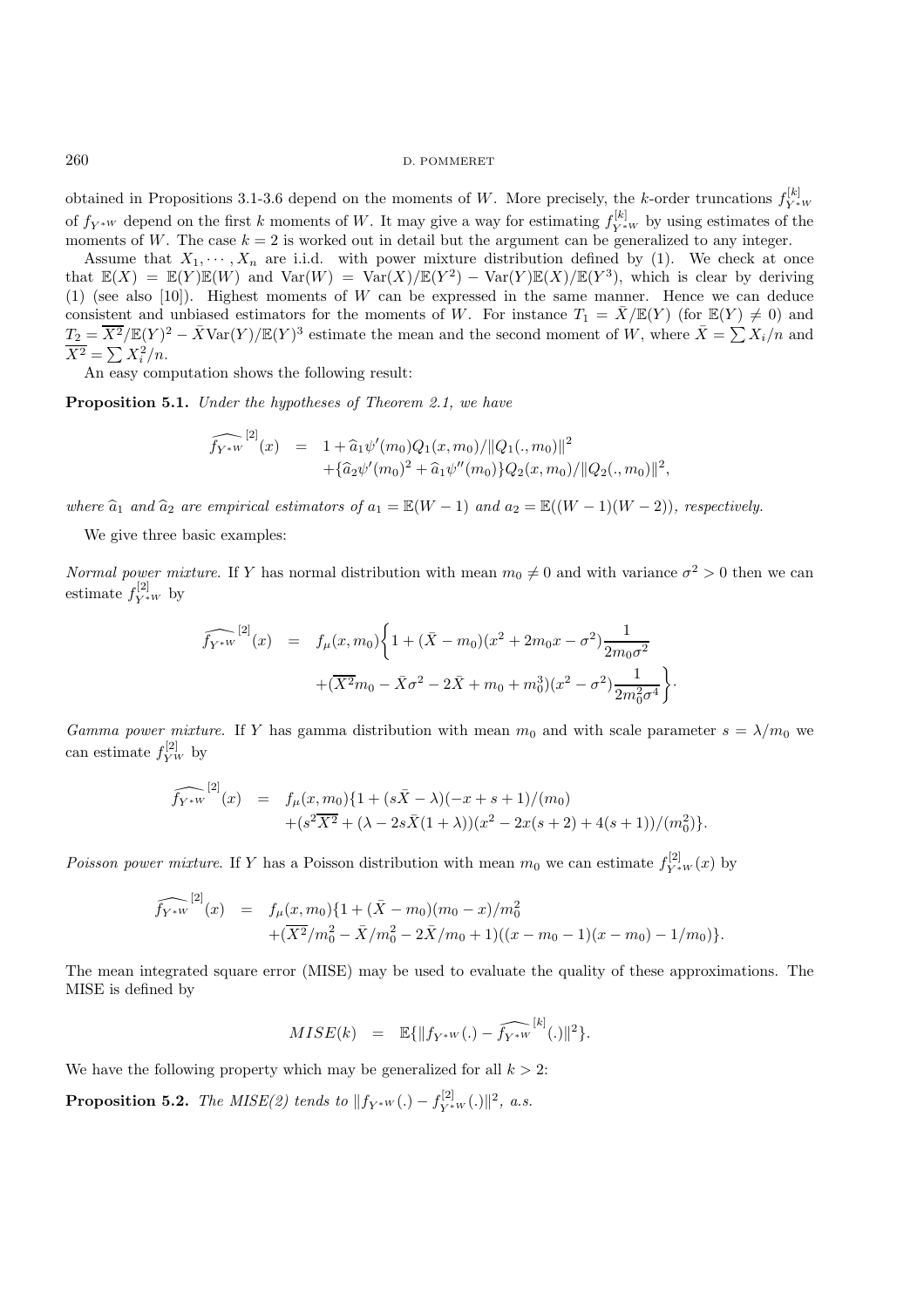obtained in Propositions 3.1-3.6 depend on the moments of $W$. More precisely, the $k$-order truncations $f_{Y^*W}^{[k]}$ of $f_{Y^*W}$ depend on the first $k$ moments of $W$. It may give a way for estimating $f_{Y^*W}^{[k]}$ by using estimates of the moments of $W$. The case $k=2$ is worked out in detail but the argument can be generalized to any integer.

Assume that $X_1, \cdots, X_n$ are i.i.d. with power mixture distribution defined by (1). We check at once that $\mathbb{E}(X) = \mathbb{E}(Y)\mathbb{E}(W)$ and $\text{Var}(W) = \text{Var}(X)/\mathbb{E}(Y^2) - \text{Var}(Y)\mathbb{E}(X)/\mathbb{E}(Y^3)$, which is clear by deriving (1) (see also [10]). Highest moments of $W$ can be expressed in the same manner. Hence we can deduce consistent and unbiased estimators for the moments of $W$. For instance $T_1 = \bar{X}/\mathbb{E}(Y)$ (for $\mathbb{E}(Y) \neq 0$) and $T_2 = \overline{X^2}/\mathbb{E}(Y)^2 - \bar{X}\text{Var}(Y)/\mathbb{E}(Y)^3$ estimate the mean and the second moment of $W$, where $\bar{X} = \sum X_i/n$ and $\overline{X^2} = \sum X_i^2/n$.

An easy computation shows the following result:

**Proposition 5.1.** *Under the hypotheses of Theorem 2.1, we have*

$$\begin{aligned}\widehat{f_{Y^*W}}^{[2]}(x) &= 1 + \widehat{a}_1\psi'(m_0)Q_1(x, m_0)/\|Q_1(., m_0)\|^2 \\ &\quad + \{\widehat{a}_2\psi'(m_0)^2 + \widehat{a}_1\psi''(m_0)\}Q_2(x, m_0)/\|Q_2(., m_0)\|^2,\end{aligned}$$

*where $\widehat{a}_1$ and $\widehat{a}_2$ are empirical estimators of $a_1 = \mathbb{E}(W-1)$ and $a_2 = \mathbb{E}((W-1)(W-2))$, respectively.*

We give three basic examples:

*Normal power mixture.* If $Y$ has normal distribution with mean $m_0 \neq 0$ and with variance $\sigma^2 > 0$ then we can estimate $f_{Y^*W}^{[2]}$ by

$$\begin{aligned}\widehat{f_{Y^*W}}^{[2]}(x) &= f_\mu(x, m_0)\bigg\{1 + (\bar{X} - m_0)(x^2 + 2m_0x - \sigma^2)\frac{1}{2m_0\sigma^2} \\ &\quad + (\overline{X^2}m_0 - \bar{X}\sigma^2 - 2\bar{X} + m_0 + m_0^3)(x^2 - \sigma^2)\frac{1}{2m_0^2\sigma^4}\bigg\}.\end{aligned}$$

*Gamma power mixture.* If $Y$ has gamma distribution with mean $m_0$ and with scale parameter $s = \lambda/m_0$ we can estimate $f_{YW}^{[2]}$ by

$$\begin{aligned}\widehat{f_{Y^*W}}^{[2]}(x) &= f_\mu(x, m_0)\{1 + (s\bar{X} - \lambda)(-x + s + 1)/(m_0) \\ &\quad + (s^2\overline{X^2} + (\lambda - 2s\bar{X}(1+\lambda))(x^2 - 2x(s+2) + 4(s+1))/(m_0^2)\}.\end{aligned}$$

*Poisson power mixture.* If $Y$ has a Poisson distribution with mean $m_0$ we can estimate $f_{Y^*W}^{[2]}(x)$ by

$$\begin{aligned}\widehat{f_{Y^*W}}^{[2]}(x) &= f_\mu(x, m_0)\{1 + (\bar{X} - m_0)(m_0 - x)/m_0^2 \\ &\quad + (\overline{X^2}/m_0^2 - \bar{X}/m_0^2 - 2\bar{X}/m_0 + 1)((x - m_0 - 1)(x - m_0) - 1/m_0)\}.\end{aligned}$$

The mean integrated square error (MISE) may be used to evaluate the quality of these approximations. The MISE is defined by

$$MISE(k) = \mathbb{E}\{\|f_{Y^*W}(.) - \widehat{f_{Y^*W}}^{[k]}(.)\|^2\}.$$

We have the following property which may be generalized for all $k > 2$:

**Proposition 5.2.** *The MISE(2) tends to $\|f_{Y^*W}(.) - f_{Y^*W}^{[2]}(.)\|^2$, a.s.*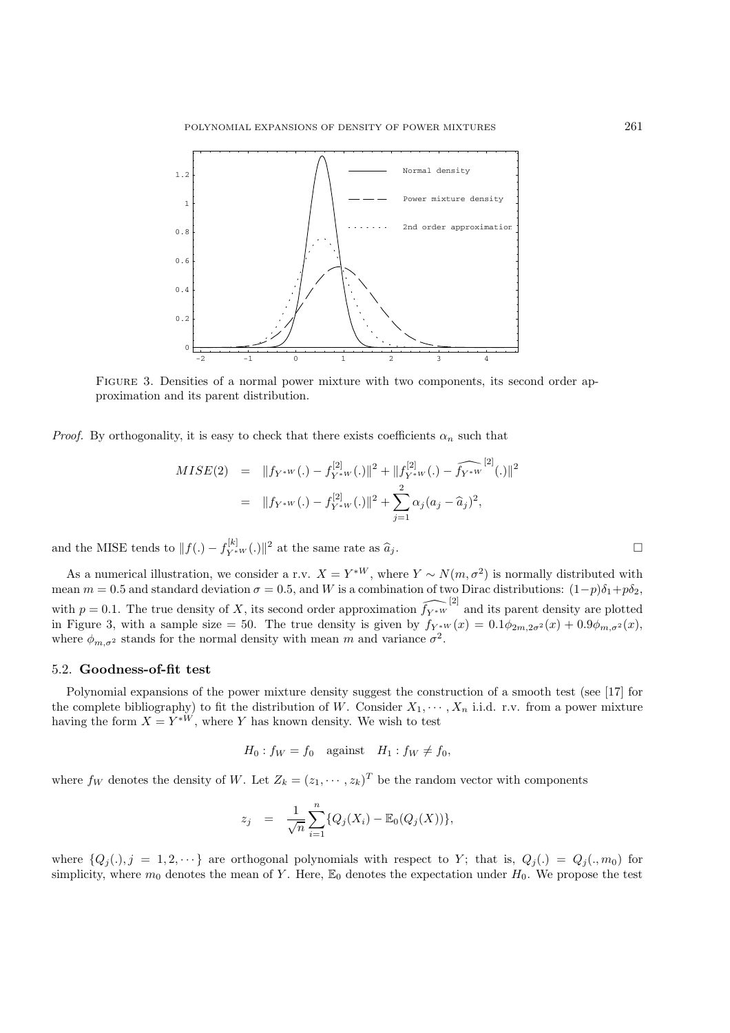FIGURE 3. Densities of a normal power mixture with two components, its second order approximation and its parent distribution.

*Proof.* By orthogonality, it is easy to check that there exists coefficients $\alpha_n$ such that

$$
\begin{aligned}
MISE(2) &= \|f_{Y^{*W}}(.) - f^{[2]}_{Y^{*W}}(.)\|^2 + \|f^{[2]}_{Y^{*W}}(.) - \widehat{f_{Y^{*W}}}^{[2]}(.)\|^2 \\
&= \|f_{Y^{*W}}(.) - f^{[2]}_{Y^{*W}}(.)\|^2 + \sum_{j=1}^{2} \alpha_j (a_j - \widehat{a}_j)^2,
\end{aligned}
$$

and the MISE tends to $\|f(.) - f^{[k]}_{Y^{*W}}(.)\|^2$ at the same rate as $\widehat{a}_j$. $\square$

As a numerical illustration, we consider a r.v. $X = Y^{*W}$, where $Y \sim N(m, \sigma^2)$ is normally distributed with mean $m = 0.5$ and standard deviation $\sigma = 0.5$, and $W$ is a combination of two Dirac distributions: $(1-p)\delta_1 + p\delta_2$, with $p = 0.1$. The true density of $X$, its second order approximation $\widehat{f_{Y^{*W}}}^{[2]}$ and its parent density are plotted in Figure 3, with a sample size $= 50$. The true density is given by $f_{Y^{*W}}(x) = 0.1\phi_{2m,2\sigma^2}(x) + 0.9\phi_{m,\sigma^2}(x)$, where $\phi_{m,\sigma^2}$ stands for the normal density with mean $m$ and variance $\sigma^2$.

### 5.2. **Goodness-of-fit test**

Polynomial expansions of the power mixture density suggest the construction of a smooth test (see [17] for the complete bibliography) to fit the distribution of $W$. Consider $X_1, \cdots, X_n$ i.i.d. r.v. from a power mixture having the form $X = Y^{*W}$, where $Y$ has known density. We wish to test

$$
H_0 : f_W = f_0 \quad \text{against} \quad H_1 : f_W \neq f_0,
$$

where $f_W$ denotes the density of $W$. Let $Z_k = (z_1, \cdots, z_k)^T$ be the random vector with components

$$
z_j = \frac{1}{\sqrt{n}} \sum_{i=1}^{n} \{Q_j(X_i) - \mathbb{E}_0(Q_j(X))\},
$$

where $\{Q_j(.), j = 1, 2, \cdots\}$ are orthogonal polynomials with respect to $Y$; that is, $Q_j(.) = Q_j(., m_0)$ for simplicity, where $m_0$ denotes the mean of $Y$. Here, $\mathbb{E}_0$ denotes the expectation under $H_0$. We propose the test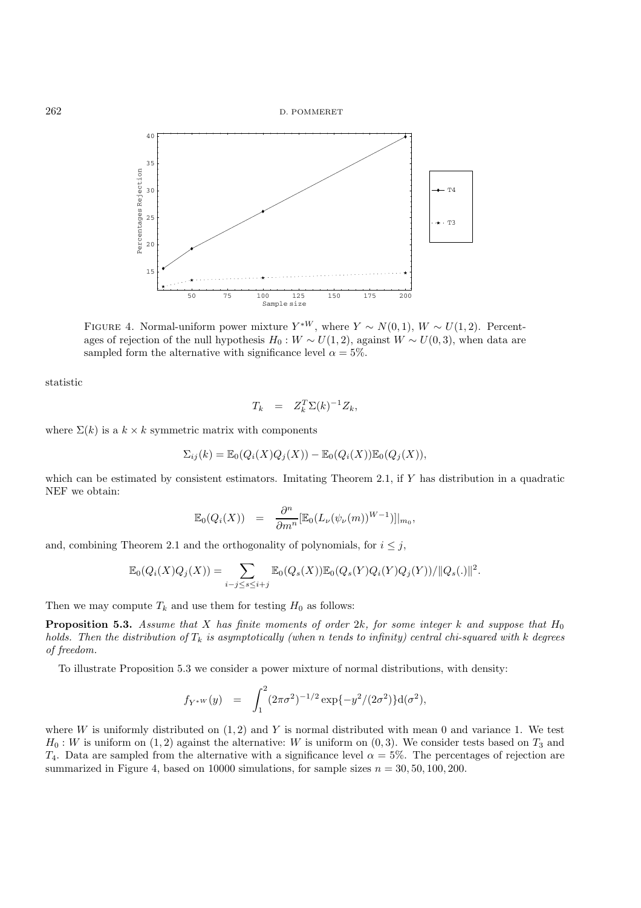FIGURE 4. Normal-uniform power mixture $Y^{*W}$, where $Y \sim N(0,1)$, $W \sim U(1,2)$. Percentages of rejection of the null hypothesis $H_0 : W \sim U(1,2)$, against $W \sim U(0,3)$, when data are sampled form the alternative with significance level $\alpha = 5\%$.

statistic

$$T_k \quad = \quad Z_k^T \Sigma(k)^{-1} Z_k,$$

where $\Sigma(k)$ is a $k \times k$ symmetric matrix with components

$$\Sigma_{ij}(k) = \mathbb{E}_0(Q_i(X)Q_j(X)) - \mathbb{E}_0(Q_i(X))\mathbb{E}_0(Q_j(X)),$$

which can be estimated by consistent estimators. Imitating Theorem 2.1, if $Y$ has distribution in a quadratic NEF we obtain:

$$\mathbb{E}_0(Q_i(X)) \quad = \quad \frac{\partial^n}{\partial m^n}[\mathbb{E}_0(L_\nu(\psi_\nu(m))^{W-1})]|_{m_0},$$

and, combining Theorem 2.1 and the orthogonality of polynomials, for $i \leq j$,

$$\mathbb{E}_0(Q_i(X)Q_j(X)) = \sum_{i-j \leq s \leq i+j} \mathbb{E}_0(Q_s(X))\mathbb{E}_0(Q_s(Y)Q_i(Y)Q_j(Y))/\|Q_s(.)\|^2.$$

Then we may compute $T_k$ and use them for testing $H_0$ as follows:

**Proposition 5.3.** *Assume that $X$ has finite moments of order $2k$, for some integer $k$ and suppose that $H_0$ holds. Then the distribution of $T_k$ is asymptotically (when $n$ tends to infinity) central chi-squared with $k$ degrees of freedom.*

To illustrate Proposition 5.3 we consider a power mixture of normal distributions, with density:

$$f_{Y^{*W}}(y) \quad = \quad \int_1^2 (2\pi\sigma^2)^{-1/2} \exp\{-y^2/(2\sigma^2)\} \mathrm{d}(\sigma^2),$$

where $W$ is uniformly distributed on $(1,2)$ and $Y$ is normal distributed with mean 0 and variance 1. We test $H_0 : W$ is uniform on $(1,2)$ against the alternative: $W$ is uniform on $(0,3)$. We consider tests based on $T_3$ and $T_4$. Data are sampled from the alternative with a significance level $\alpha = 5\%$. The percentages of rejection are summarized in Figure 4, based on 10000 simulations, for sample sizes $n = 30, 50, 100, 200$.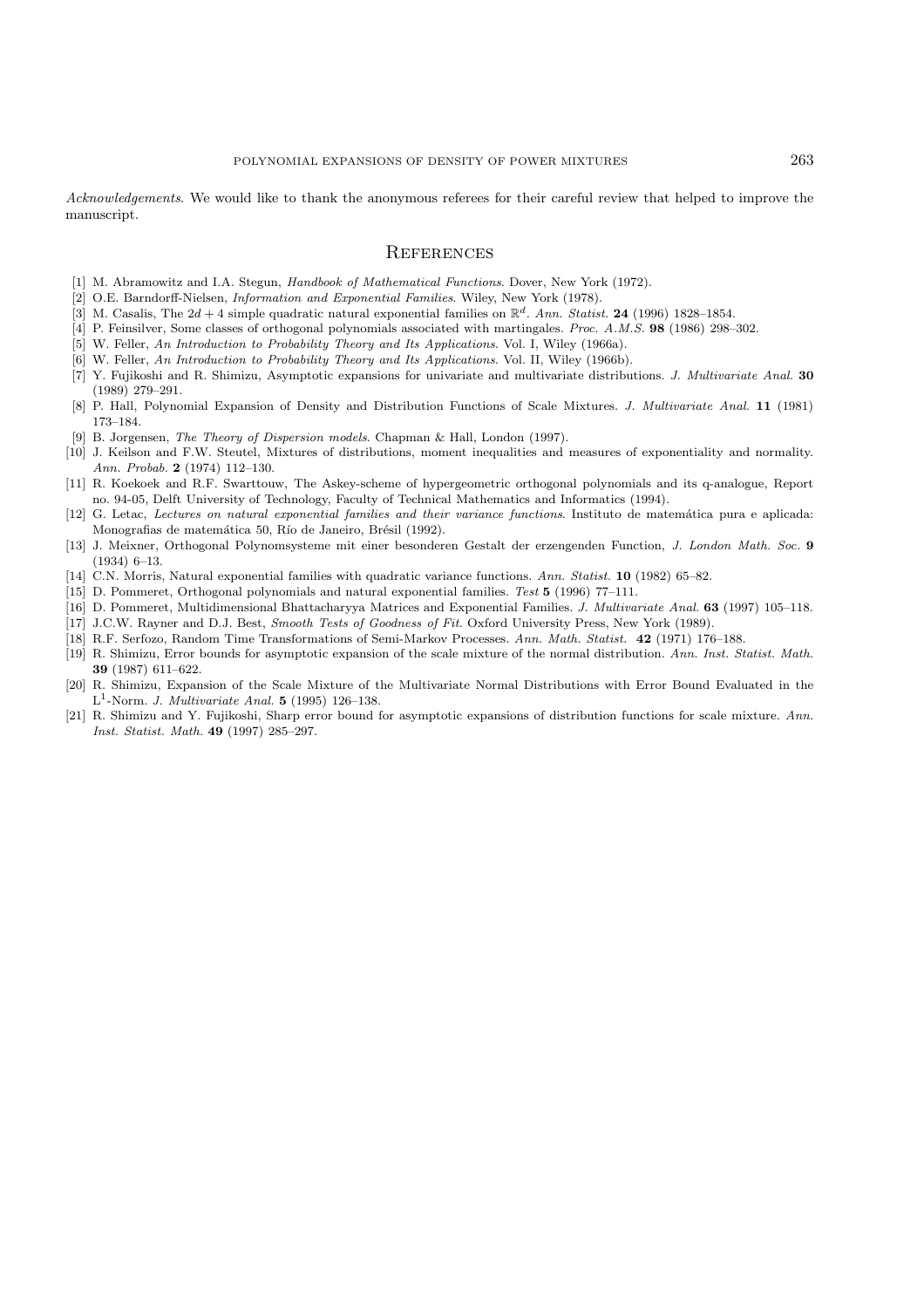*Acknowledgements*. We would like to thank the anonymous referees for their careful review that helped to improve the manuscript.

## References

[1] M. Abramowitz and I.A. Stegun, *Handbook of Mathematical Functions*. Dover, New York (1972).

[2] O.E. Barndorff-Nielsen, *Information and Exponential Families*. Wiley, New York (1978).

[3] M. Casalis, The $2d + 4$ simple quadratic natural exponential families on $\mathbb{R}^d$. *Ann. Statist.* **24** (1996) 1828–1854.

[4] P. Feinsilver, Some classes of orthogonal polynomials associated with martingales. *Proc. A.M.S.* **98** (1986) 298–302.

[5] W. Feller, *An Introduction to Probability Theory and Its Applications*. Vol. I, Wiley (1966a).

[6] W. Feller, *An Introduction to Probability Theory and Its Applications*. Vol. II, Wiley (1966b).

[7] Y. Fujikoshi and R. Shimizu, Asymptotic expansions for univariate and multivariate distributions. *J. Multivariate Anal.* **30** (1989) 279–291.

[8] P. Hall, Polynomial Expansion of Density and Distribution Functions of Scale Mixtures. *J. Multivariate Anal*. **11** (1981) 173–184.

[9] B. Jorgensen, *The Theory of Dispersion models*. Chapman & Hall, London (1997).

[10] J. Keilson and F.W. Steutel, Mixtures of distributions, moment inequalities and measures of exponentiality and normality. *Ann. Probab*. **2** (1974) 112–130.

[11] R. Koekoek and R.F. Swarttouw, The Askey-scheme of hypergeometric orthogonal polynomials and its q-analogue, Report no. 94-05, Delft University of Technology, Faculty of Technical Mathematics and Informatics (1994).

[12] G. Letac, *Lectures on natural exponential families and their variance functions*. Instituto de matemática pura e aplicada: Monografias de matemática 50, Río de Janeiro, Brésil (1992).

[13] J. Meixner, Orthogonal Polynomsysteme mit einer besonderen Gestalt der erzengenden Function, *J. London Math. Soc.* **9** (1934) 6–13.

[14] C.N. Morris, Natural exponential families with quadratic variance functions. *Ann. Statist.* **10** (1982) 65–82.

[15] D. Pommeret, Orthogonal polynomials and natural exponential families. *Test* **5** (1996) 77–111.

[16] D. Pommeret, Multidimensional Bhattacharyya Matrices and Exponential Families. *J. Multivariate Anal.* **63** (1997) 105–118.

[17] J.C.W. Rayner and D.J. Best, *Smooth Tests of Goodness of Fit*. Oxford University Press, New York (1989).

[18] R.F. Serfozo, Random Time Transformations of Semi-Markov Processes. *Ann. Math. Statist.* **42** (1971) 176–188.

[19] R. Shimizu, Error bounds for asymptotic expansion of the scale mixture of the normal distribution. *Ann. Inst. Statist. Math.* **39** (1987) 611–622.

[20] R. Shimizu, Expansion of the Scale Mixture of the Multivariate Normal Distributions with Error Bound Evaluated in the $\mathrm{L}^1$-Norm. *J. Multivariate Anal.* **5** (1995) 126–138.

[21] R. Shimizu and Y. Fujikoshi, Sharp error bound for asymptotic expansions of distribution functions for scale mixture. *Ann. Inst. Statist. Math.* **49** (1997) 285–297.